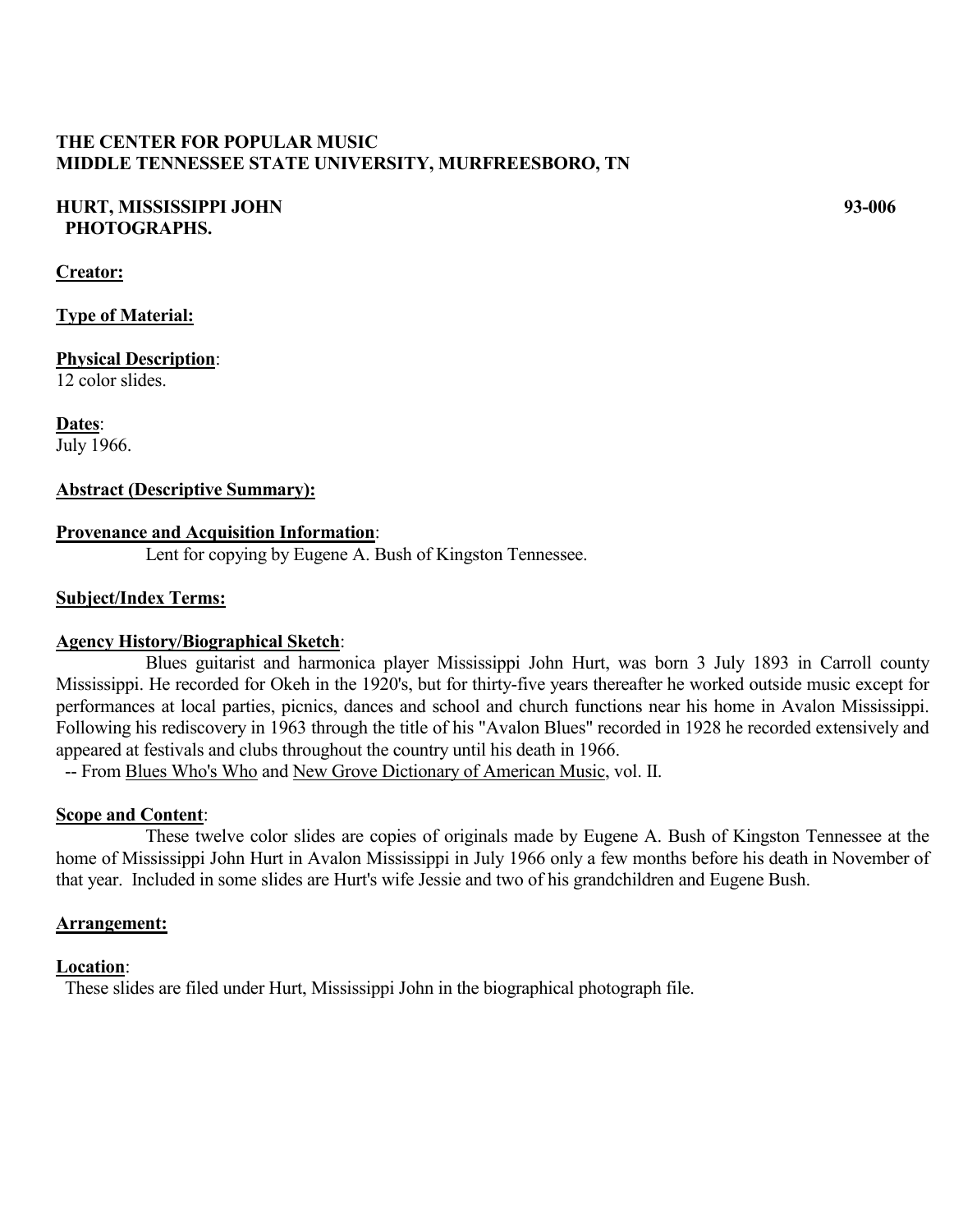**THE CENTER FOR POPULAR MUSIC**
**MIDDLE TENNESSEE STATE UNIVERSITY, MURFREESBORO, TN**

**HURT, MISSISSIPPI JOHN** **93-006**
**PHOTOGRAPHS.**

**Creator:**

**Type of Material:**

**Physical Description**:
12 color slides.

**Dates**:
July 1966.

**Abstract (Descriptive Summary):**

**Provenance and Acquisition Information**:
Lent for copying by Eugene A. Bush of Kingston Tennessee.

**Subject/Index Terms:**

**Agency History/Biographical Sketch**:
Blues guitarist and harmonica player Mississippi John Hurt, was born 3 July 1893 in Carroll county Mississippi. He recorded for Okeh in the 1920's, but for thirty-five years thereafter he worked outside music except for performances at local parties, picnics, dances and school and church functions near his home in Avalon Mississippi. Following his rediscovery in 1963 through the title of his "Avalon Blues" recorded in 1928 he recorded extensively and appeared at festivals and clubs throughout the country until his death in 1966.
-- From Blues Who's Who and New Grove Dictionary of American Music, vol. II.

**Scope and Content**:
These twelve color slides are copies of originals made by Eugene A. Bush of Kingston Tennessee at the home of Mississippi John Hurt in Avalon Mississippi in July 1966 only a few months before his death in November of that year. Included in some slides are Hurt's wife Jessie and two of his grandchildren and Eugene Bush.

**Arrangement:**

**Location**:
These slides are filed under Hurt, Mississippi John in the biographical photograph file.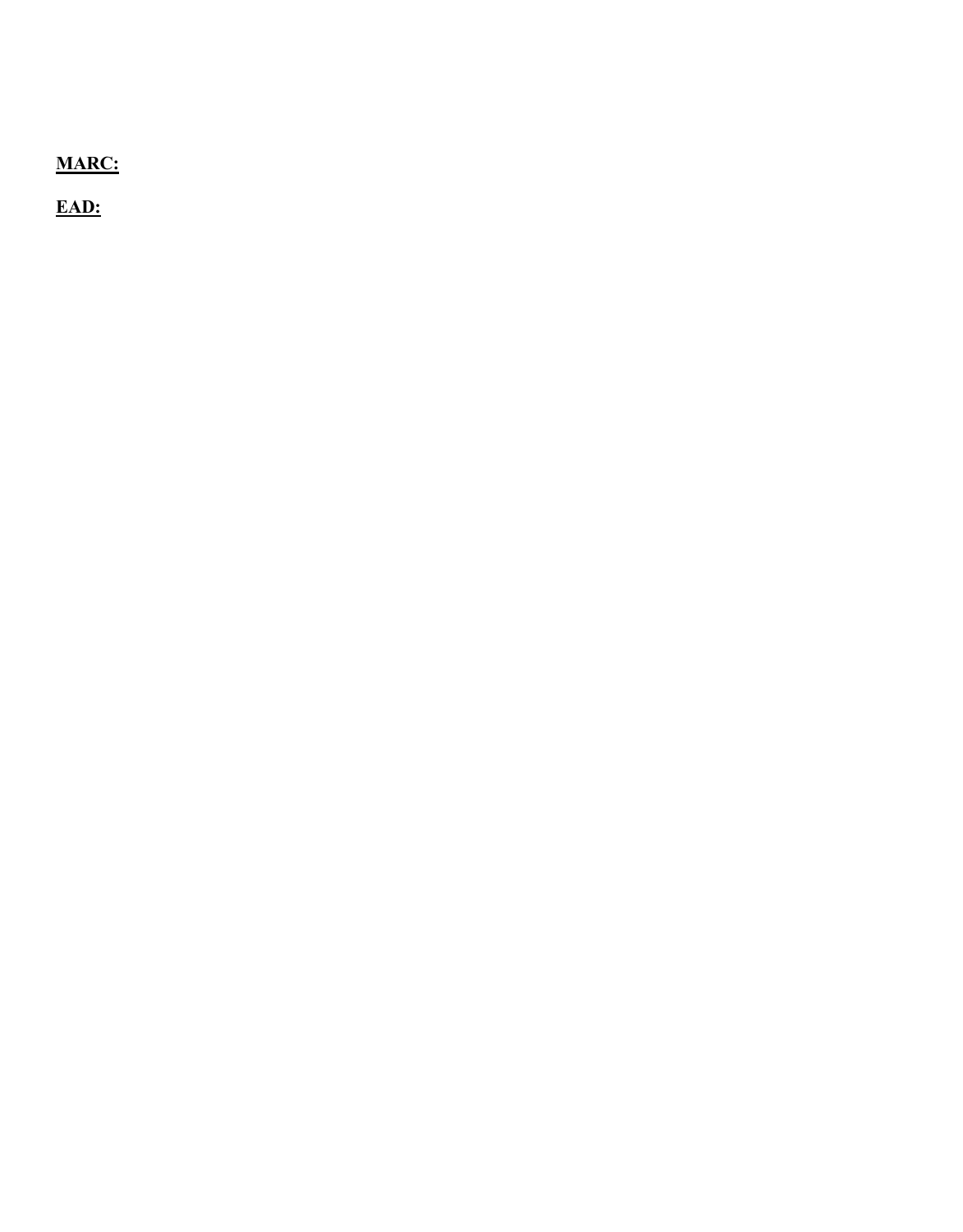**MARC:**

**EAD:**